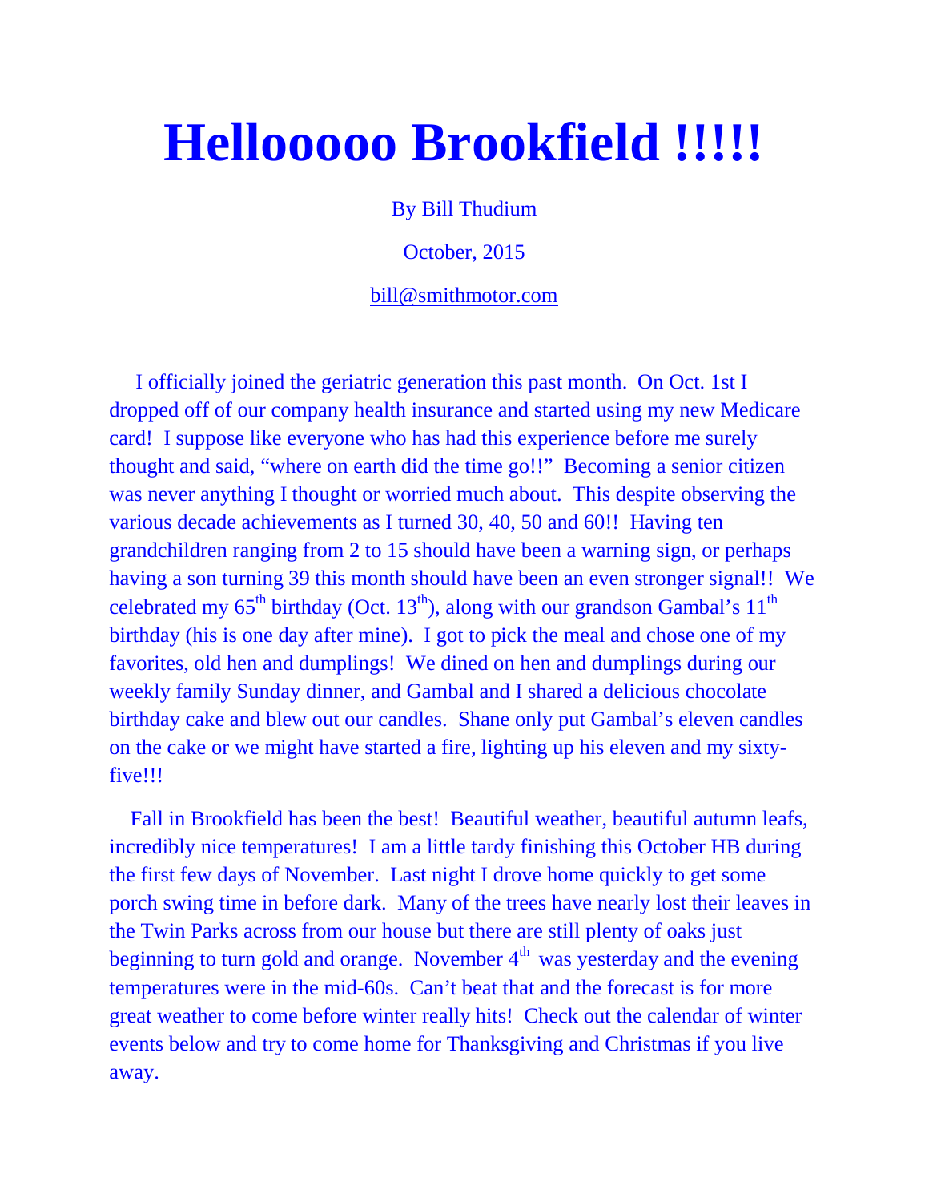# Hellooooo Brookfield !!!!!

By Bill Thudium

October, 2015

bill@smithmotor.com

I officially joined the geriatric generation this past month. On Oct. 1st I dropped off of our company health insurance and started using my new Medicare card! I suppose like everyone who has had this experience before me surely thought and said, "where on earth did the time go!!" Becoming a senior citizen was never anything I thought or worried much about. This despite observing the various decade achievements as I turned 30, 40, 50 and 60!! Having ten grandchildren ranging from 2 to 15 should have been a warning sign, or perhaps having a son turning 39 this month should have been an even stronger signal!! We celebrated my 65th birthday (Oct. 13th), along with our grandson Gambal's 11th birthday (his is one day after mine). I got to pick the meal and chose one of my favorites, old hen and dumplings! We dined on hen and dumplings during our weekly family Sunday dinner, and Gambal and I shared a delicious chocolate birthday cake and blew out our candles. Shane only put Gambal's eleven candles on the cake or we might have started a fire, lighting up his eleven and my sixty-five!!!

Fall in Brookfield has been the best! Beautiful weather, beautiful autumn leafs, incredibly nice temperatures! I am a little tardy finishing this October HB during the first few days of November. Last night I drove home quickly to get some porch swing time in before dark. Many of the trees have nearly lost their leaves in the Twin Parks across from our house but there are still plenty of oaks just beginning to turn gold and orange. November 4th was yesterday and the evening temperatures were in the mid-60s. Can't beat that and the forecast is for more great weather to come before winter really hits! Check out the calendar of winter events below and try to come home for Thanksgiving and Christmas if you live away.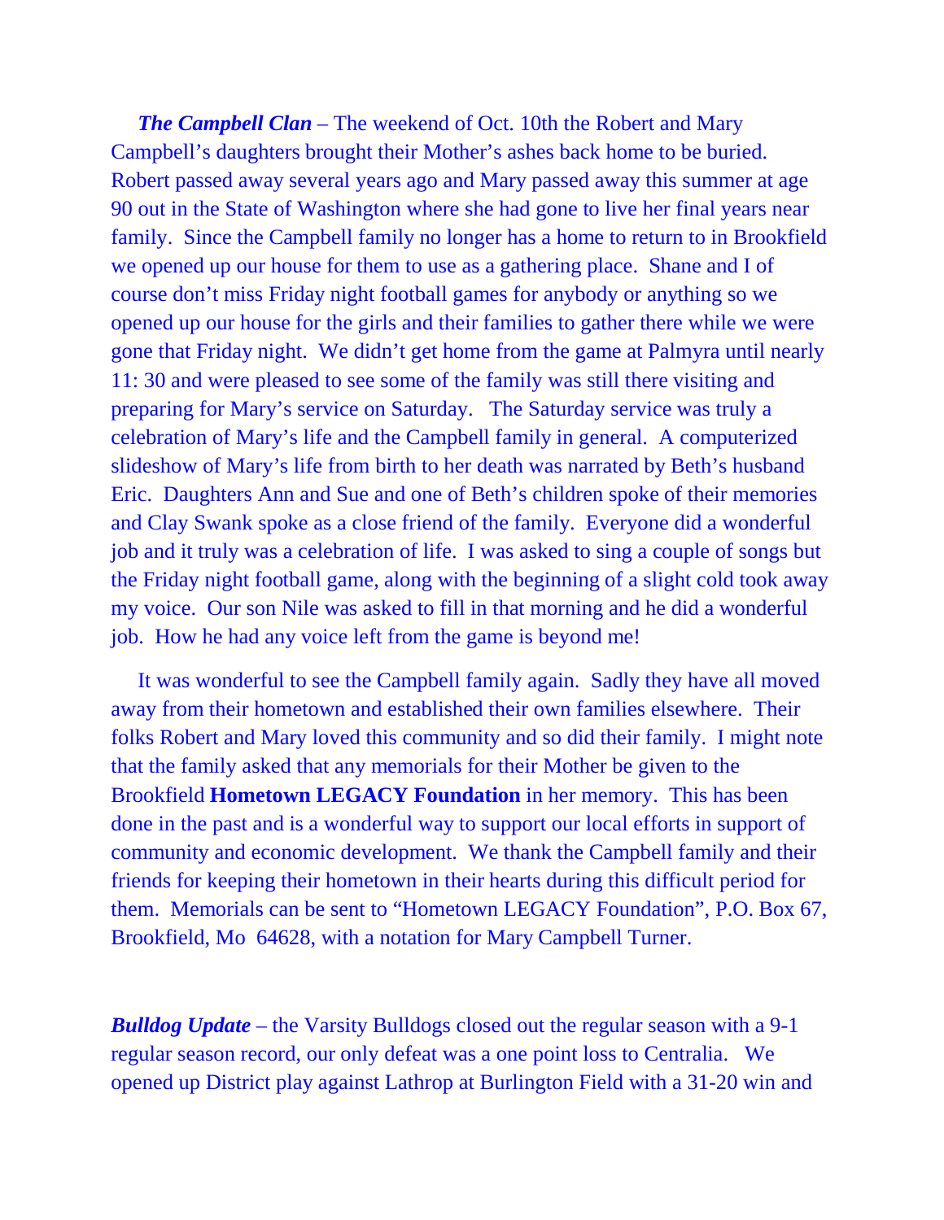***The Campbell Clan*** – The weekend of Oct. 10th the Robert and Mary Campbell's daughters brought their Mother's ashes back home to be buried. Robert passed away several years ago and Mary passed away this summer at age 90 out in the State of Washington where she had gone to live her final years near family. Since the Campbell family no longer has a home to return to in Brookfield we opened up our house for them to use as a gathering place. Shane and I of course don't miss Friday night football games for anybody or anything so we opened up our house for the girls and their families to gather there while we were gone that Friday night. We didn't get home from the game at Palmyra until nearly 11: 30 and were pleased to see some of the family was still there visiting and preparing for Mary's service on Saturday. The Saturday service was truly a celebration of Mary's life and the Campbell family in general. A computerized slideshow of Mary's life from birth to her death was narrated by Beth's husband Eric. Daughters Ann and Sue and one of Beth's children spoke of their memories and Clay Swank spoke as a close friend of the family. Everyone did a wonderful job and it truly was a celebration of life. I was asked to sing a couple of songs but the Friday night football game, along with the beginning of a slight cold took away my voice. Our son Nile was asked to fill in that morning and he did a wonderful job. How he had any voice left from the game is beyond me!

It was wonderful to see the Campbell family again. Sadly they have all moved away from their hometown and established their own families elsewhere. Their folks Robert and Mary loved this community and so did their family. I might note that the family asked that any memorials for their Mother be given to the Brookfield **Hometown LEGACY Foundation** in her memory. This has been done in the past and is a wonderful way to support our local efforts in support of community and economic development. We thank the Campbell family and their friends for keeping their hometown in their hearts during this difficult period for them. Memorials can be sent to "Hometown LEGACY Foundation", P.O. Box 67, Brookfield, Mo 64628, with a notation for Mary Campbell Turner.

***Bulldog Update*** – the Varsity Bulldogs closed out the regular season with a 9-1 regular season record, our only defeat was a one point loss to Centralia. We opened up District play against Lathrop at Burlington Field with a 31-20 win and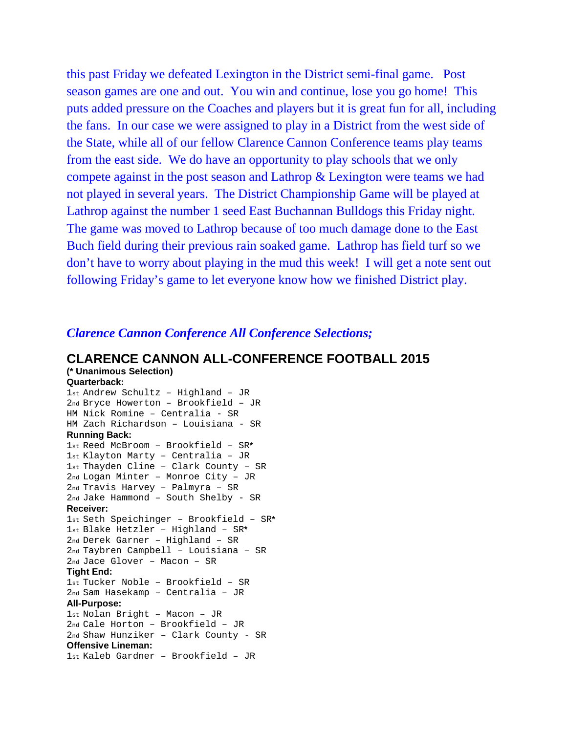this past Friday we defeated Lexington in the District semi-final game. Post season games are one and out. You win and continue, lose you go home! This puts added pressure on the Coaches and players but it is great fun for all, including the fans. In our case we were assigned to play in a District from the west side of the State, while all of our fellow Clarence Cannon Conference teams play teams from the east side. We do have an opportunity to play schools that we only compete against in the post season and Lathrop & Lexington were teams we had not played in several years. The District Championship Game will be played at Lathrop against the number 1 seed East Buchannan Bulldogs this Friday night. The game was moved to Lathrop because of too much damage done to the East Buch field during their previous rain soaked game. Lathrop has field turf so we don't have to worry about playing in the mud this week! I will get a note sent out following Friday's game to let everyone know how we finished District play.

***Clarence Cannon Conference All Conference Selections;***

## CLARENCE CANNON ALL-CONFERENCE FOOTBALL 2015

**(* Unanimous Selection)**

**Quarterback:**
1st Andrew Schultz – Highland – JR
2nd Bryce Howerton – Brookfield – JR
HM Nick Romine – Centralia - SR
HM Zach Richardson – Louisiana - SR

**Running Back:**
1st Reed McBroom – Brookfield – SR*
1st Klayton Marty – Centralia – JR
1st Thayden Cline – Clark County – SR
2nd Logan Minter – Monroe City – JR
2nd Travis Harvey – Palmyra – SR
2nd Jake Hammond – South Shelby - SR

**Receiver:**
1st Seth Speichinger – Brookfield – SR*
1st Blake Hetzler – Highland – SR*
2nd Derek Garner – Highland – SR
2nd Taybren Campbell – Louisiana – SR
2nd Jace Glover – Macon – SR

**Tight End:**
1st Tucker Noble – Brookfield – SR
2nd Sam Hasekamp – Centralia – JR

**All-Purpose:**
1st Nolan Bright – Macon – JR
2nd Cale Horton – Brookfield – JR
2nd Shaw Hunziker – Clark County - SR

**Offensive Lineman:**
1st Kaleb Gardner – Brookfield – JR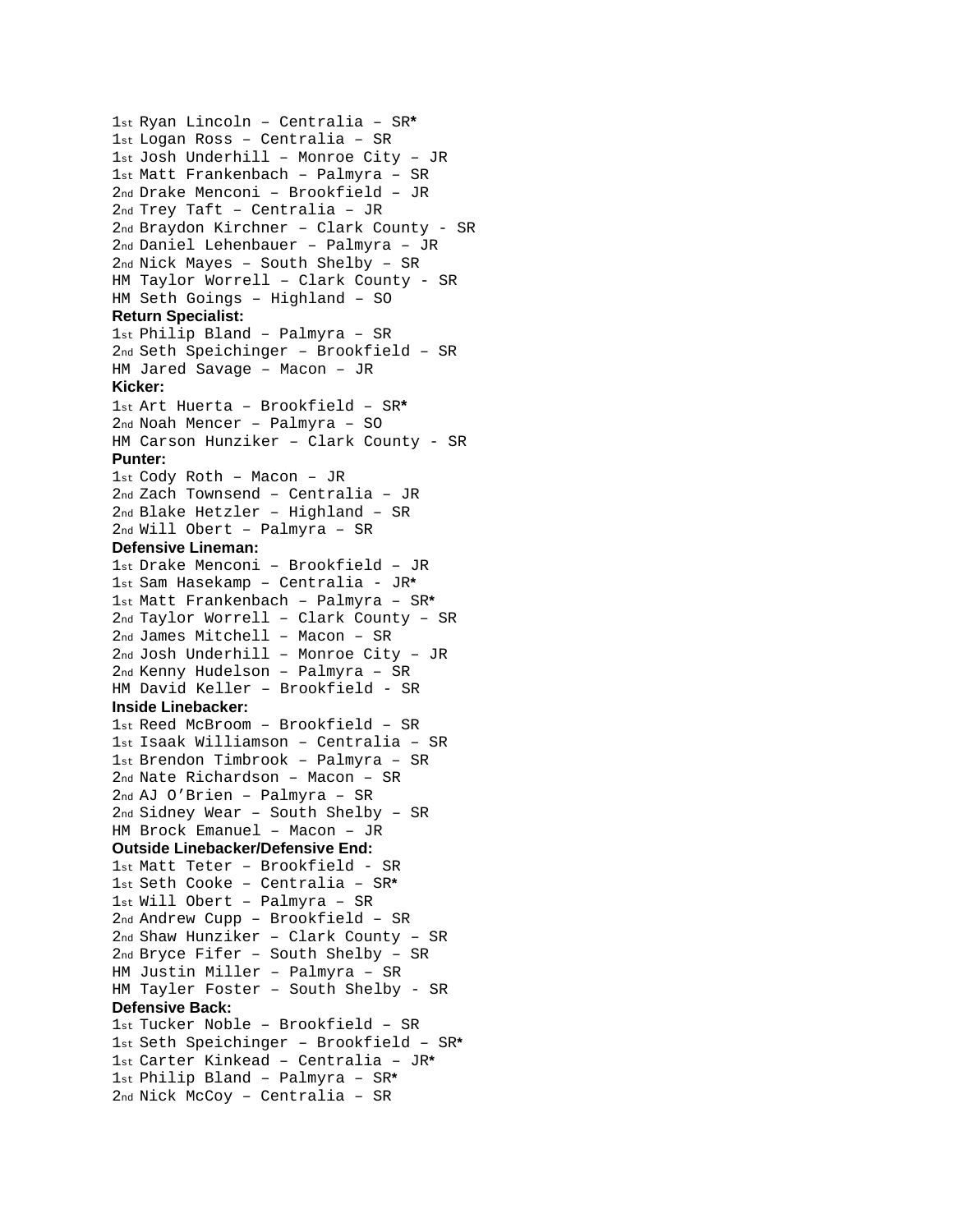1st Ryan Lincoln – Centralia – SR*
1st Logan Ross – Centralia – SR
1st Josh Underhill – Monroe City – JR
1st Matt Frankenbach – Palmyra – SR
2nd Drake Menconi – Brookfield – JR
2nd Trey Taft – Centralia – JR
2nd Braydon Kirchner – Clark County - SR
2nd Daniel Lehenbauer – Palmyra – JR
2nd Nick Mayes – South Shelby – SR
HM Taylor Worrell – Clark County - SR
HM Seth Goings – Highland – SO

**Return Specialist:**

1st Philip Bland – Palmyra – SR
2nd Seth Speichinger – Brookfield – SR
HM Jared Savage – Macon – JR

**Kicker:**

1st Art Huerta – Brookfield – SR*
2nd Noah Mencer – Palmyra – SO
HM Carson Hunziker – Clark County - SR

**Punter:**

1st Cody Roth – Macon – JR
2nd Zach Townsend – Centralia – JR
2nd Blake Hetzler – Highland – SR
2nd Will Obert – Palmyra – SR

**Defensive Lineman:**

1st Drake Menconi – Brookfield – JR
1st Sam Hasekamp – Centralia - JR*
1st Matt Frankenbach – Palmyra – SR*
2nd Taylor Worrell – Clark County – SR
2nd James Mitchell – Macon – SR
2nd Josh Underhill – Monroe City – JR
2nd Kenny Hudelson – Palmyra – SR
HM David Keller – Brookfield - SR

**Inside Linebacker:**

1st Reed McBroom – Brookfield – SR
1st Isaak Williamson – Centralia – SR
1st Brendon Timbrook – Palmyra – SR
2nd Nate Richardson – Macon – SR
2nd AJ O'Brien – Palmyra – SR
2nd Sidney Wear – South Shelby – SR
HM Brock Emanuel – Macon – JR

**Outside Linebacker/Defensive End:**

1st Matt Teter – Brookfield - SR
1st Seth Cooke – Centralia – SR*
1st Will Obert – Palmyra – SR
2nd Andrew Cupp – Brookfield – SR
2nd Shaw Hunziker – Clark County – SR
2nd Bryce Fifer – South Shelby – SR
HM Justin Miller – Palmyra – SR
HM Tayler Foster – South Shelby - SR

**Defensive Back:**

1st Tucker Noble – Brookfield – SR
1st Seth Speichinger – Brookfield – SR*
1st Carter Kinkead – Centralia – JR*
1st Philip Bland – Palmyra – SR*
2nd Nick McCoy – Centralia – SR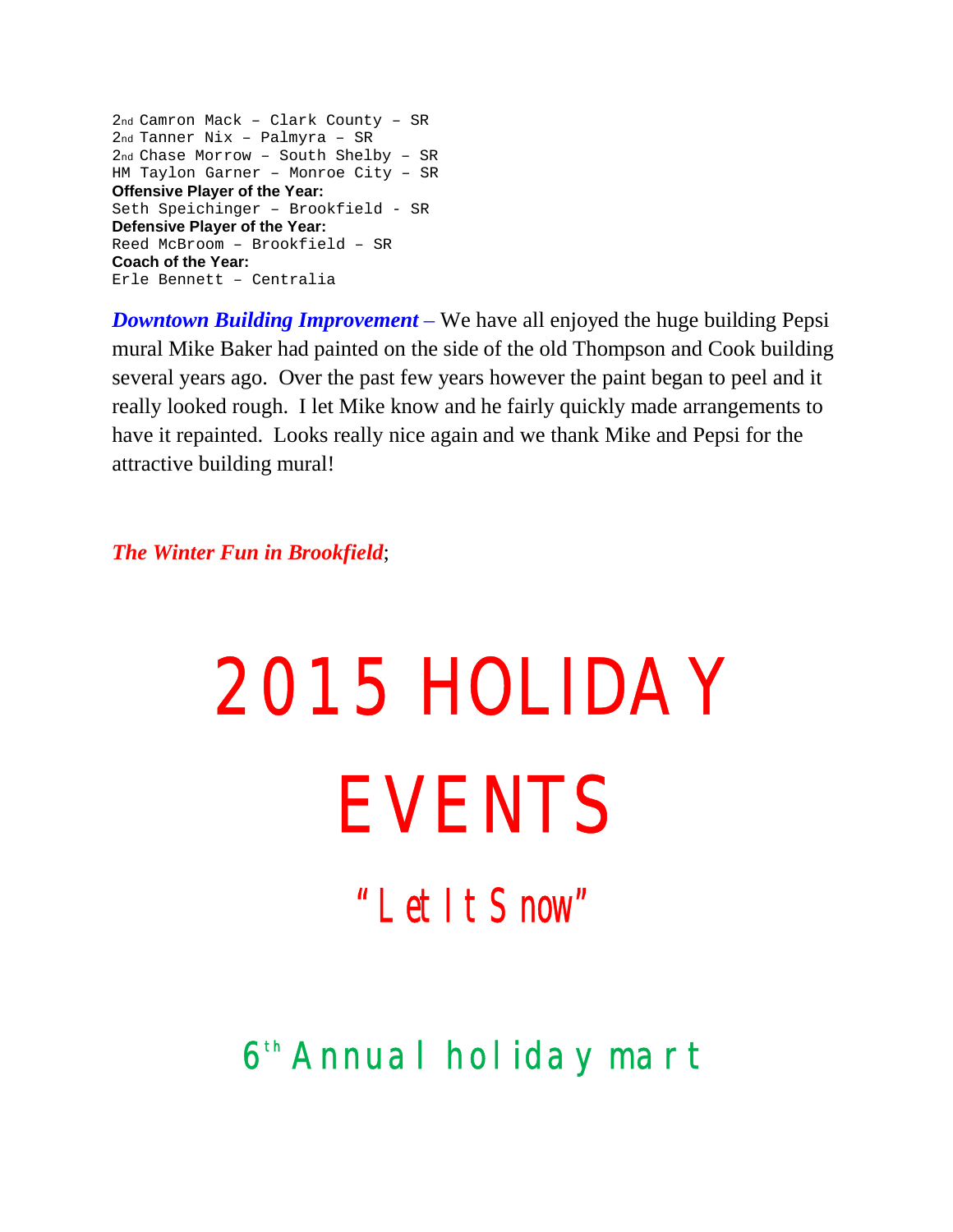2nd Camron Mack – Clark County – SR
2nd Tanner Nix – Palmyra – SR
2nd Chase Morrow – South Shelby – SR
HM Taylon Garner – Monroe City – SR

**Offensive Player of the Year:**
Seth Speichinger – Brookfield - SR

**Defensive Player of the Year:**
Reed McBroom – Brookfield – SR

**Coach of the Year:**
Erle Bennett – Centralia

***Downtown Building Improvement*** – We have all enjoyed the huge building Pepsi mural Mike Baker had painted on the side of the old Thompson and Cook building several years ago. Over the past few years however the paint began to peel and it really looked rough. I let Mike know and he fairly quickly made arrangements to have it repainted. Looks really nice again and we thank Mike and Pepsi for the attractive building mural!

***The Winter Fun in Brookfield***;

# 2015 HOLIDAY EVENTS

## "Let It Snow"

## 6th Annual holiday mart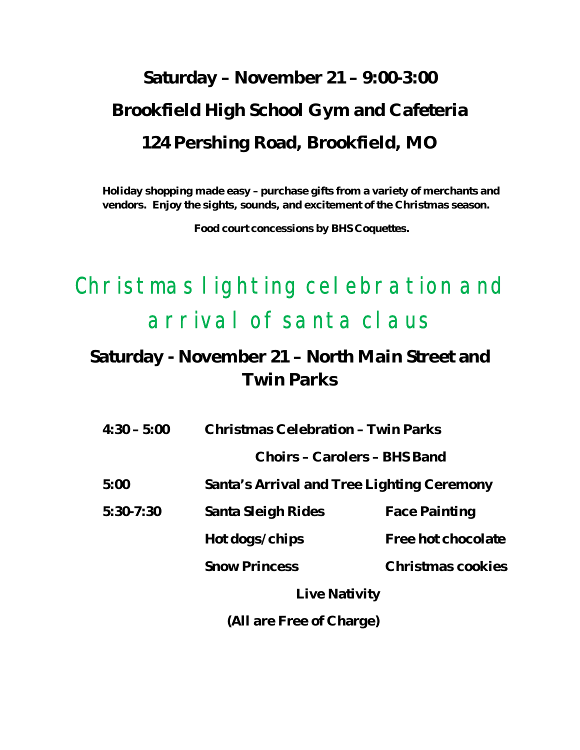## Saturday – November 21 – 9:00-3:00

## Brookfield High School Gym and Cafeteria

## 124 Pershing Road, Brookfield, MO

**Holiday shopping made easy – purchase gifts from a variety of merchants and vendors. Enjoy the sights, sounds, and excitement of the Christmas season.**

**Food court concessions by BHS Coquettes.**

# Christmas lighting celebration and arrival of santa claus

## Saturday - November 21 – North Main Street and Twin Parks

| | | |
|---|---|---|
| **4:30 – 5:00** | **Christmas Celebration – Twin Parks** | |
| | **Choirs – Carolers – BHS Band** | |
| **5:00** | **Santa's Arrival and Tree Lighting Ceremony** | |
| **5:30-7:30** | **Santa Sleigh Rides** | **Face Painting** |
| | **Hot dogs/chips** | **Free hot chocolate** |
| | **Snow Princess** | **Christmas cookies** |

**Live Nativity**

**(All are Free of Charge)**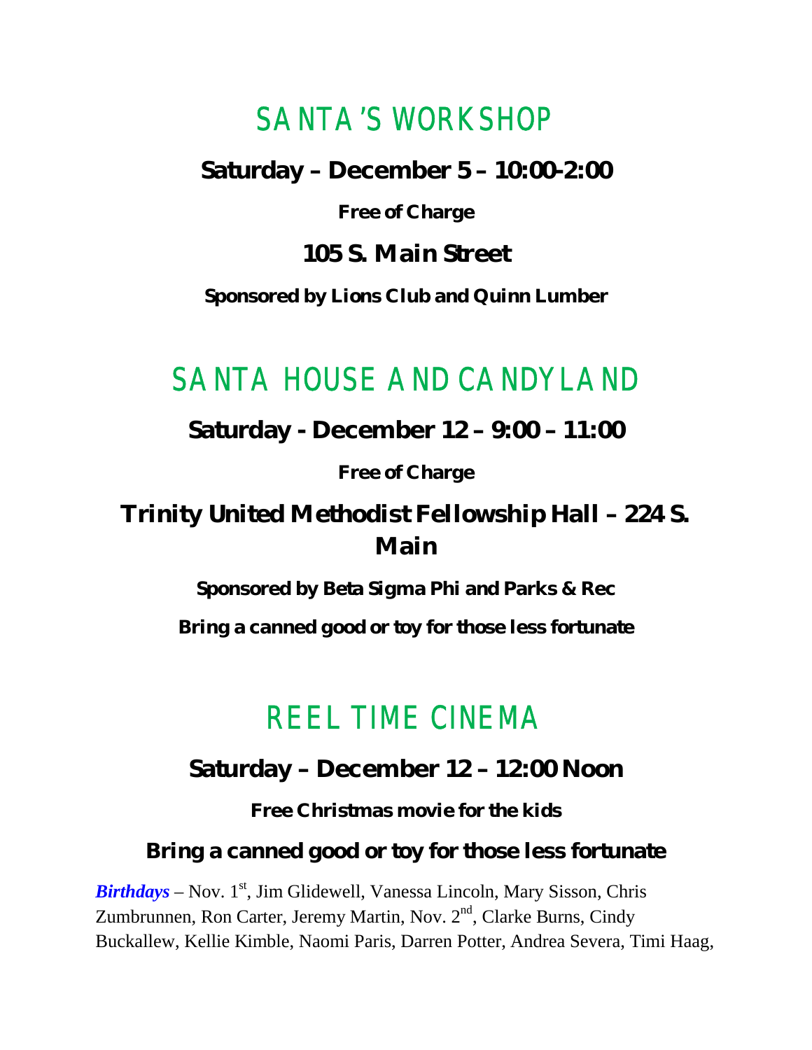# SANTA'S WORKSHOP

**Saturday – December 5 – 10:00-2:00**

**Free of Charge**

**105 S. Main Street**

**Sponsored by Lions Club and Quinn Lumber**

# SANTA HOUSE AND CANDYLAND

**Saturday - December 12 – 9:00 – 11:00**

**Free of Charge**

**Trinity United Methodist Fellowship Hall – 224 S. Main**

**Sponsored by Beta Sigma Phi and Parks & Rec**

**Bring a canned good or toy for those less fortunate**

# REEL TIME CINEMA

**Saturday – December 12 – 12:00 Noon**

**Free Christmas movie for the kids**

**Bring a canned good or toy for those less fortunate**

***Birthdays*** – Nov. 1st, Jim Glidewell, Vanessa Lincoln, Mary Sisson, Chris Zumbrunnen, Ron Carter, Jeremy Martin, Nov. 2nd, Clarke Burns, Cindy Buckallew, Kellie Kimble, Naomi Paris, Darren Potter, Andrea Severa, Timi Haag,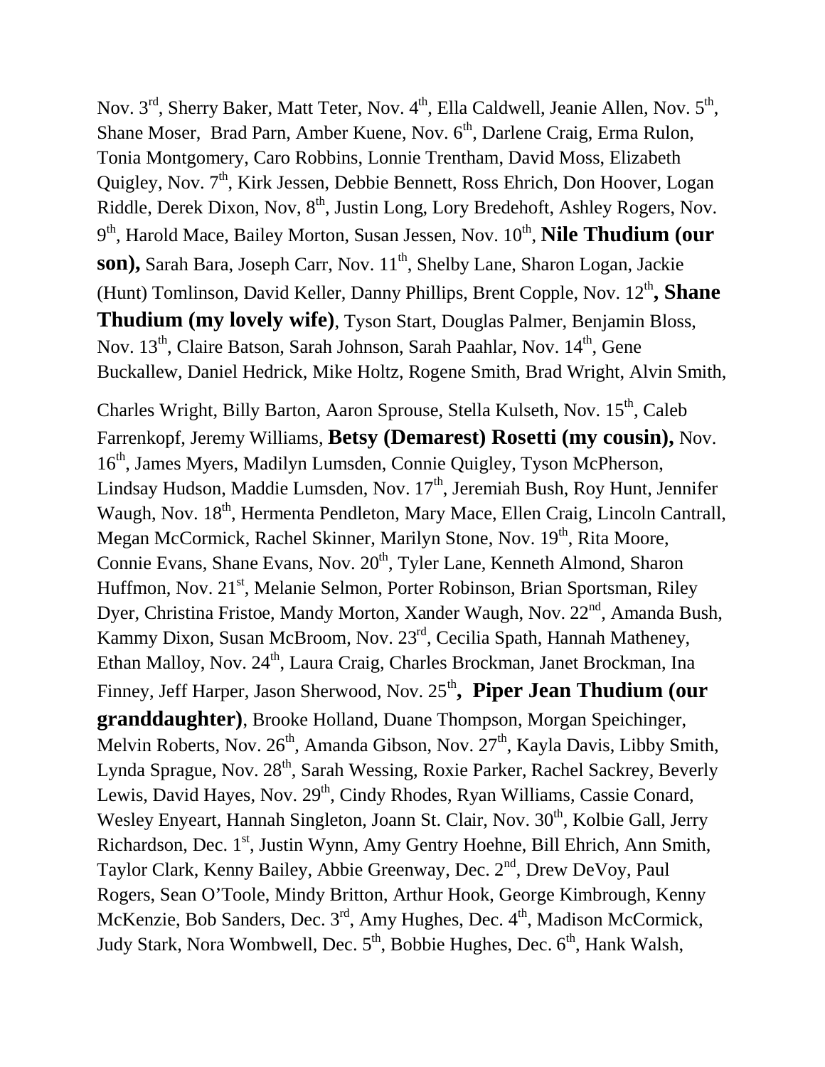Nov. 3rd, Sherry Baker, Matt Teter, Nov. 4th, Ella Caldwell, Jeanie Allen, Nov. 5th, Shane Moser, Brad Parn, Amber Kuene, Nov. 6th, Darlene Craig, Erma Rulon, Tonia Montgomery, Caro Robbins, Lonnie Trentham, David Moss, Elizabeth Quigley, Nov. 7th, Kirk Jessen, Debbie Bennett, Ross Ehrich, Don Hoover, Logan Riddle, Derek Dixon, Nov, 8th, Justin Long, Lory Bredehoft, Ashley Rogers, Nov. 9th, Harold Mace, Bailey Morton, Susan Jessen, Nov. 10th, **Nile Thudium (our son),** Sarah Bara, Joseph Carr, Nov. 11th, Shelby Lane, Sharon Logan, Jackie (Hunt) Tomlinson, David Keller, Danny Phillips, Brent Copple, Nov. 12th**, Shane Thudium (my lovely wife)**, Tyson Start, Douglas Palmer, Benjamin Bloss, Nov. 13th, Claire Batson, Sarah Johnson, Sarah Paahlar, Nov. 14th, Gene Buckallew, Daniel Hedrick, Mike Holtz, Rogene Smith, Brad Wright, Alvin Smith,

Charles Wright, Billy Barton, Aaron Sprouse, Stella Kulseth, Nov. 15th, Caleb Farrenkopf, Jeremy Williams, **Betsy (Demarest) Rosetti (my cousin),** Nov. 16th, James Myers, Madilyn Lumsden, Connie Quigley, Tyson McPherson, Lindsay Hudson, Maddie Lumsden, Nov. 17th, Jeremiah Bush, Roy Hunt, Jennifer Waugh, Nov. 18th, Hermenta Pendleton, Mary Mace, Ellen Craig, Lincoln Cantrall, Megan McCormick, Rachel Skinner, Marilyn Stone, Nov. 19th, Rita Moore, Connie Evans, Shane Evans, Nov. 20th, Tyler Lane, Kenneth Almond, Sharon Huffmon, Nov. 21st, Melanie Selmon, Porter Robinson, Brian Sportsman, Riley Dyer, Christina Fristoe, Mandy Morton, Xander Waugh, Nov. 22nd, Amanda Bush, Kammy Dixon, Susan McBroom, Nov. 23rd, Cecilia Spath, Hannah Matheney, Ethan Malloy, Nov. 24th, Laura Craig, Charles Brockman, Janet Brockman, Ina Finney, Jeff Harper, Jason Sherwood, Nov. 25th**, Piper Jean Thudium (our granddaughter)**, Brooke Holland, Duane Thompson, Morgan Speichinger, Melvin Roberts, Nov. 26th, Amanda Gibson, Nov. 27th, Kayla Davis, Libby Smith, Lynda Sprague, Nov. 28th, Sarah Wessing, Roxie Parker, Rachel Sackrey, Beverly Lewis, David Hayes, Nov. 29th, Cindy Rhodes, Ryan Williams, Cassie Conard, Wesley Enyeart, Hannah Singleton, Joann St. Clair, Nov. 30th, Kolbie Gall, Jerry Richardson, Dec. 1st, Justin Wynn, Amy Gentry Hoehne, Bill Ehrich, Ann Smith, Taylor Clark, Kenny Bailey, Abbie Greenway, Dec. 2nd, Drew DeVoy, Paul Rogers, Sean O'Toole, Mindy Britton, Arthur Hook, George Kimbrough, Kenny McKenzie, Bob Sanders, Dec. 3rd, Amy Hughes, Dec. 4th, Madison McCormick, Judy Stark, Nora Wombwell, Dec. 5th, Bobbie Hughes, Dec. 6th, Hank Walsh,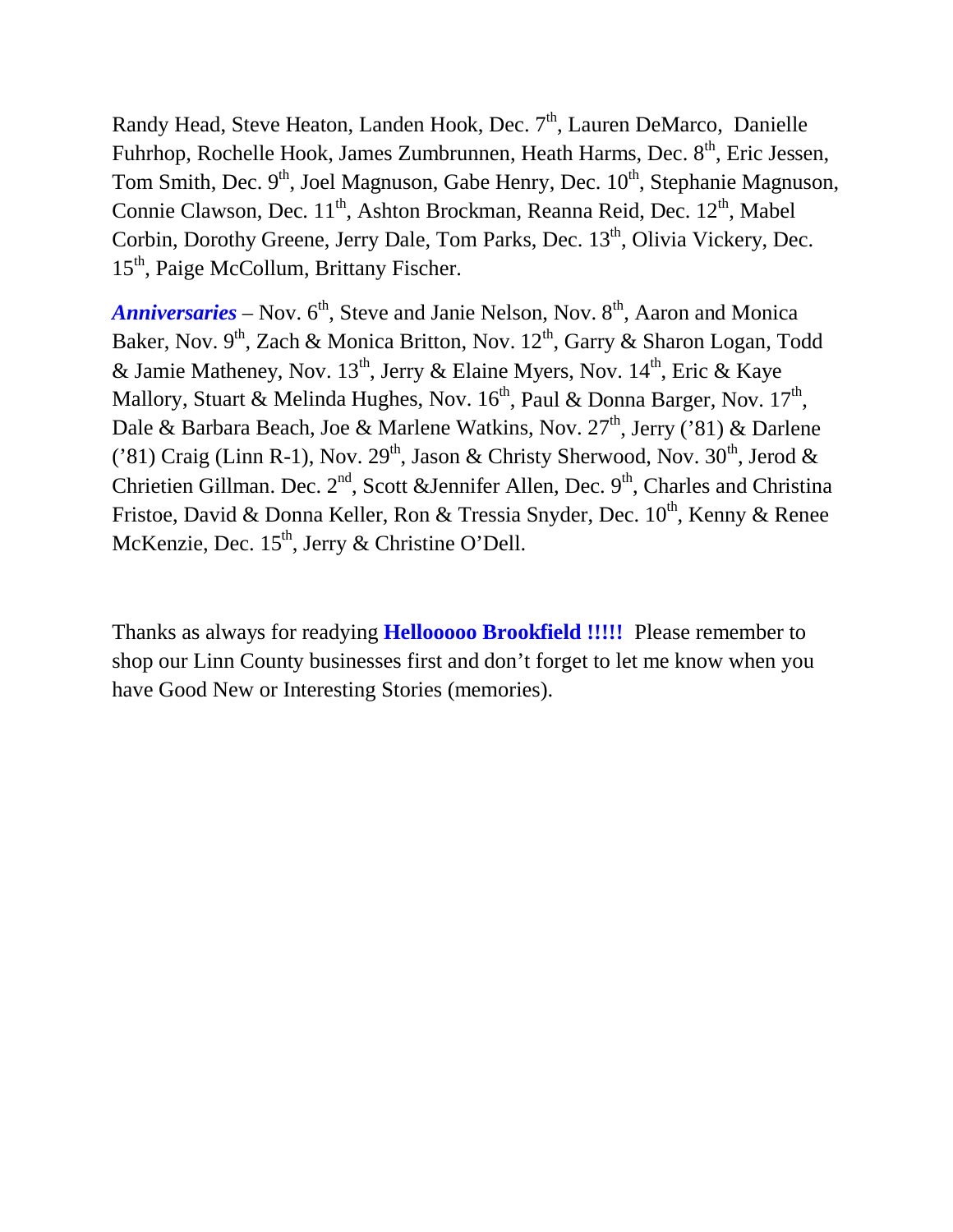Randy Head, Steve Heaton, Landen Hook, Dec. 7th, Lauren DeMarco, Danielle Fuhrhop, Rochelle Hook, James Zumbrunnen, Heath Harms, Dec. 8th, Eric Jessen, Tom Smith, Dec. 9th, Joel Magnuson, Gabe Henry, Dec. 10th, Stephanie Magnuson, Connie Clawson, Dec. 11th, Ashton Brockman, Reanna Reid, Dec. 12th, Mabel Corbin, Dorothy Greene, Jerry Dale, Tom Parks, Dec. 13th, Olivia Vickery, Dec. 15th, Paige McCollum, Brittany Fischer.

***Anniversaries*** – Nov. 6th, Steve and Janie Nelson, Nov. 8th, Aaron and Monica Baker, Nov. 9th, Zach & Monica Britton, Nov. 12th, Garry & Sharon Logan, Todd & Jamie Matheney, Nov. 13th, Jerry & Elaine Myers, Nov. 14th, Eric & Kaye Mallory, Stuart & Melinda Hughes, Nov. 16th, Paul & Donna Barger, Nov. 17th, Dale & Barbara Beach, Joe & Marlene Watkins, Nov. 27th, Jerry ('81) & Darlene ('81) Craig (Linn R-1), Nov. 29th, Jason & Christy Sherwood, Nov. 30th, Jerod & Chrietien Gillman. Dec. 2nd, Scott &Jennifer Allen, Dec. 9th, Charles and Christina Fristoe, David & Donna Keller, Ron & Tressia Snyder, Dec. 10th, Kenny & Renee McKenzie, Dec. 15th, Jerry & Christine O'Dell.

Thanks as always for readying **Hellooooo Brookfield !!!!!** Please remember to shop our Linn County businesses first and don't forget to let me know when you have Good New or Interesting Stories (memories).